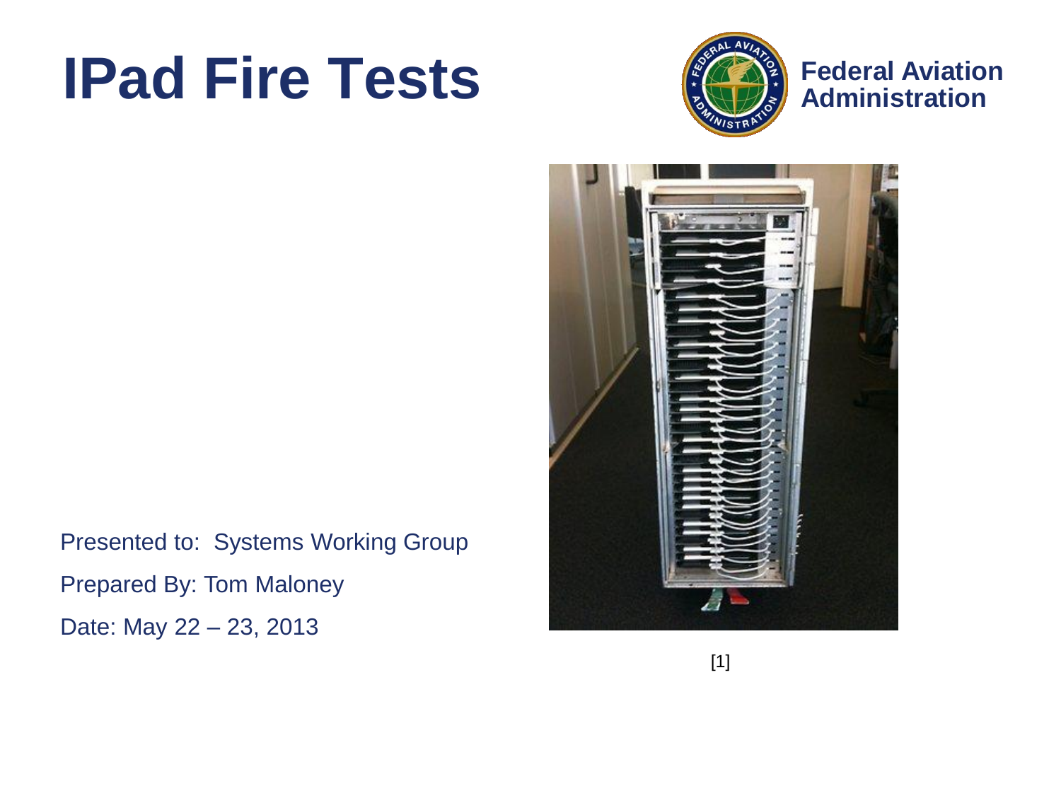# IPad Fire Tests

Federal Aviation Administration

Presented to: Systems Working Group

Prepared By: Tom Maloney

Date: May 22 – 23, 2013

[1]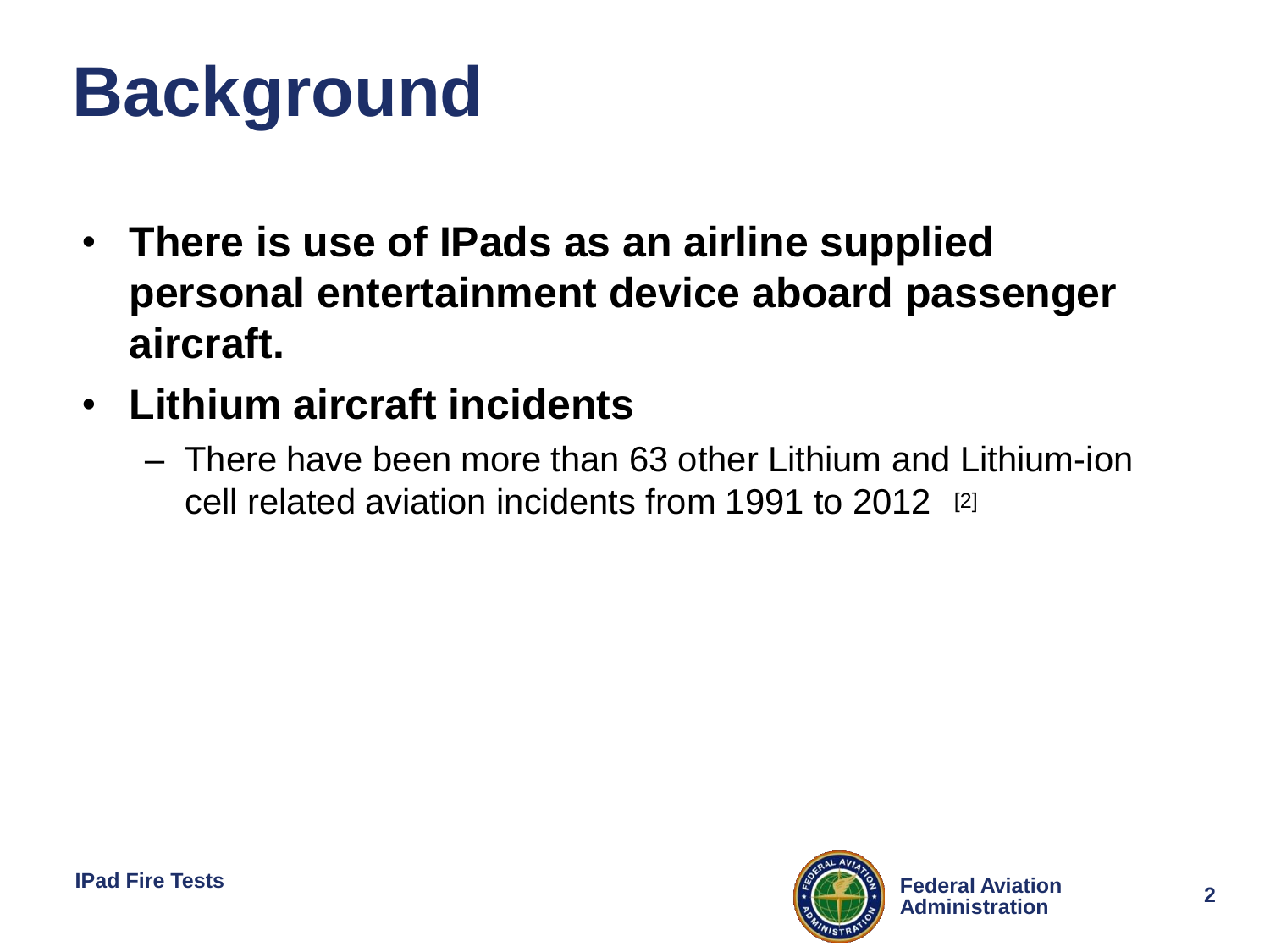# Background

- **There is use of IPads as an airline supplied personal entertainment device aboard passenger aircraft.**
- **Lithium aircraft incidents**
  - There have been more than 63 other Lithium and Lithium-ion cell related aviation incidents from 1991 to 2012 [2]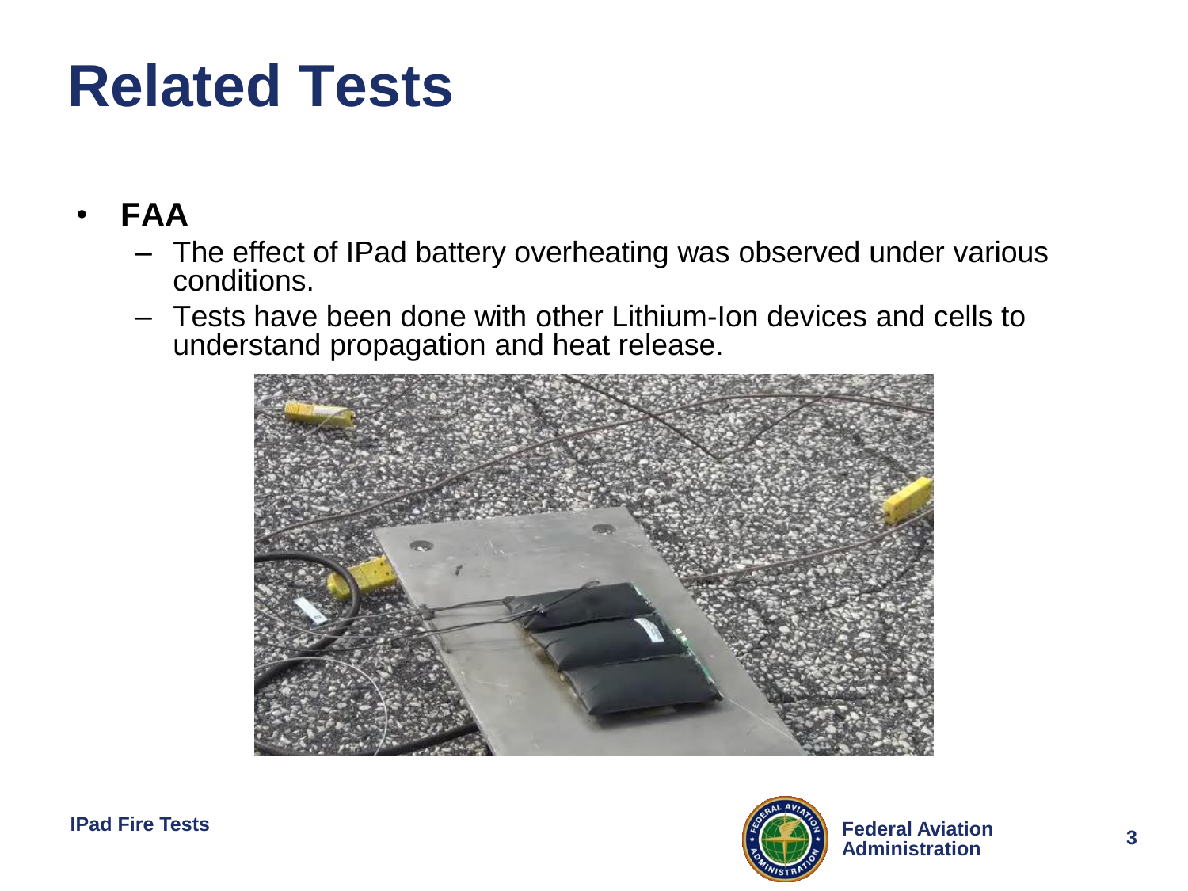# Related Tests

- **FAA**
  - The effect of IPad battery overheating was observed under various conditions.
  - Tests have been done with other Lithium-Ion devices and cells to understand propagation and heat release.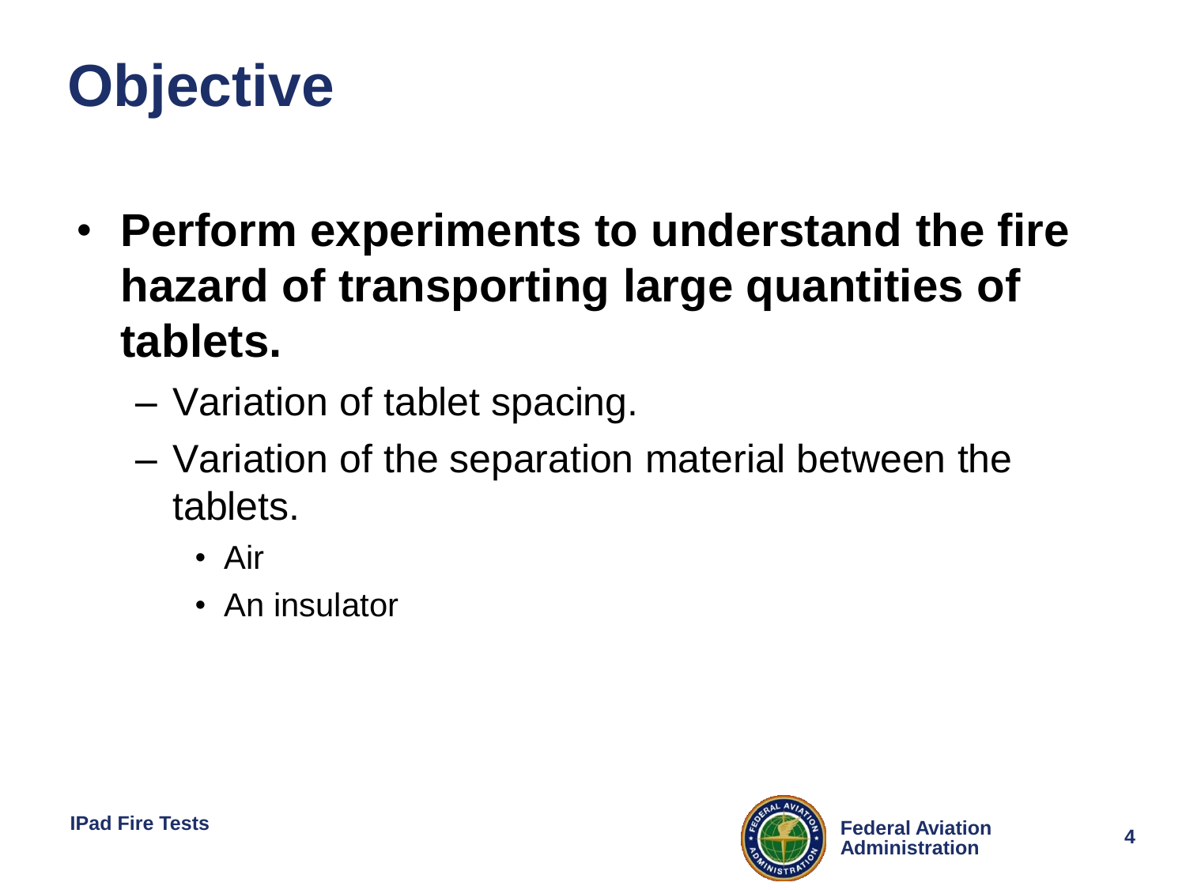# Objective

- **Perform experiments to understand the fire hazard of transporting large quantities of tablets.**
  - Variation of tablet spacing.
  - Variation of the separation material between the tablets.
    - Air
    - An insulator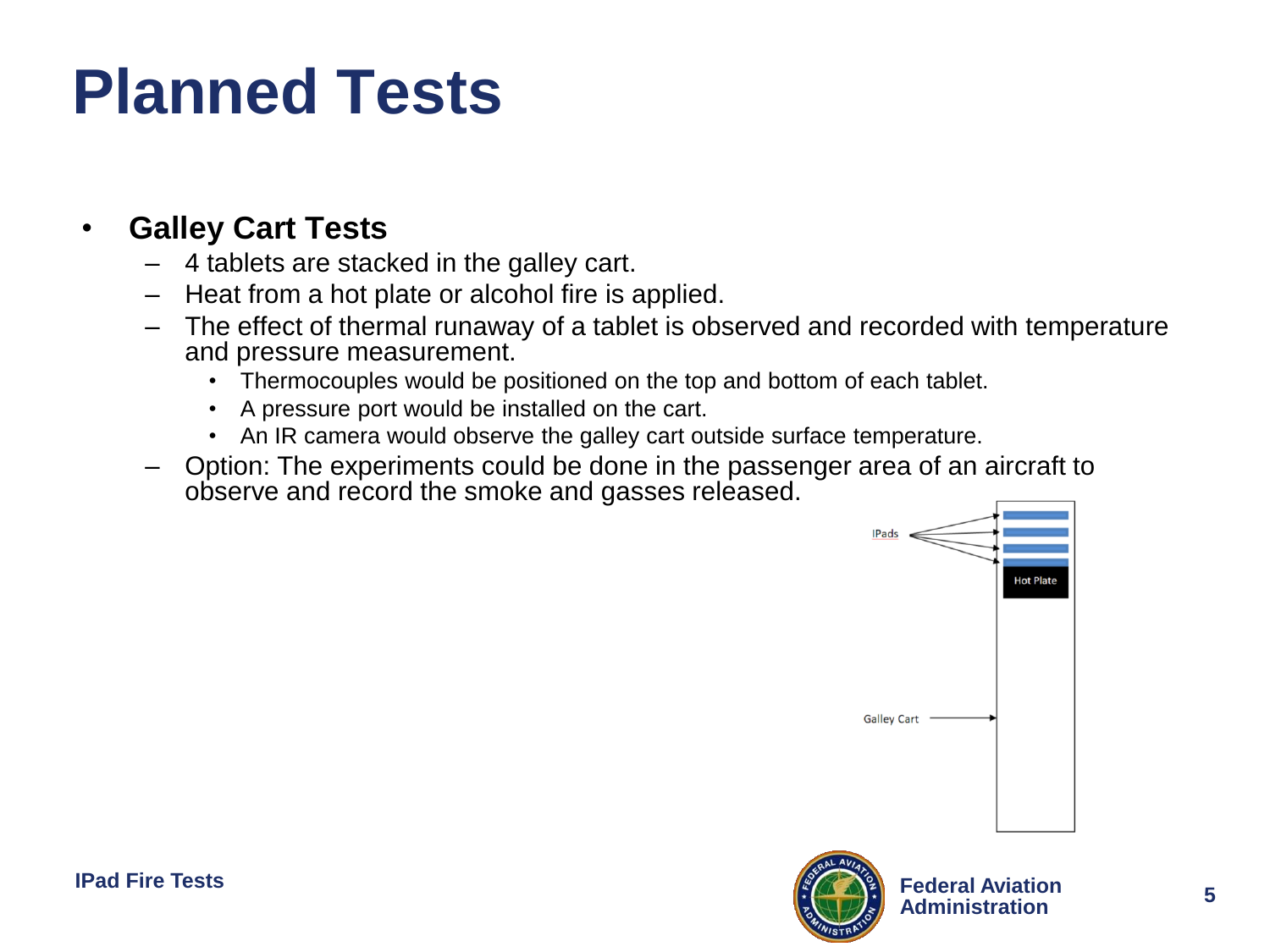# Planned Tests

- **Galley Cart Tests**
  - 4 tablets are stacked in the galley cart.
  - Heat from a hot plate or alcohol fire is applied.
  - The effect of thermal runaway of a tablet is observed and recorded with temperature and pressure measurement.
    - Thermocouples would be positioned on the top and bottom of each tablet.
    - A pressure port would be installed on the cart.
    - An IR camera would observe the galley cart outside surface temperature.
  - Option: The experiments could be done in the passenger area of an aircraft to observe and record the smoke and gasses released.

IPads

Hot Plate

Galley Cart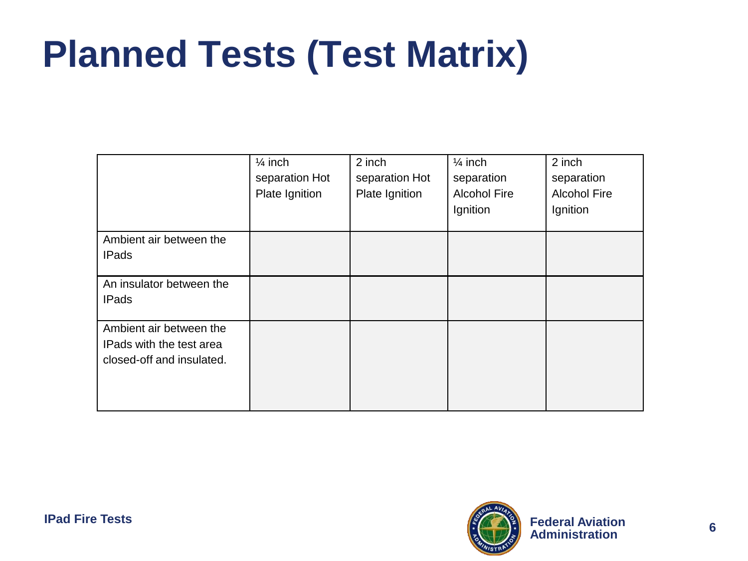# Planned Tests (Test Matrix)

| | ¼ inch separation Hot Plate Ignition | 2 inch separation Hot Plate Ignition | ¼ inch separation Alcohol Fire Ignition | 2 inch separation Alcohol Fire Ignition |
|---|---|---|---|---|
| Ambient air between the IPads | | | | |
| An insulator between the IPads | | | | |
| Ambient air between the IPads with the test area closed-off and insulated. | | | | |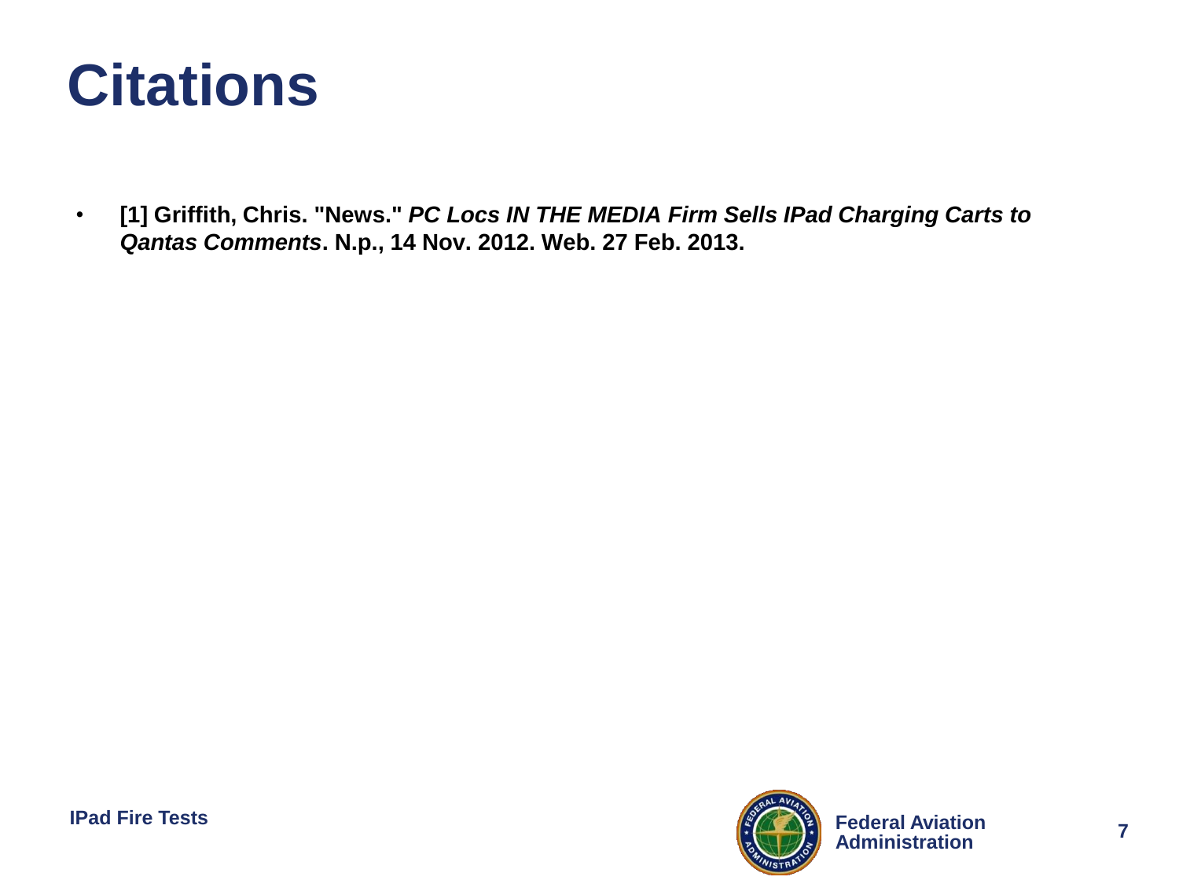# Citations

- **[1] Griffith, Chris. "News."** ***PC Locs IN THE MEDIA Firm Sells IPad Charging Carts to Qantas Comments*****. N.p., 14 Nov. 2012. Web. 27 Feb. 2013.**